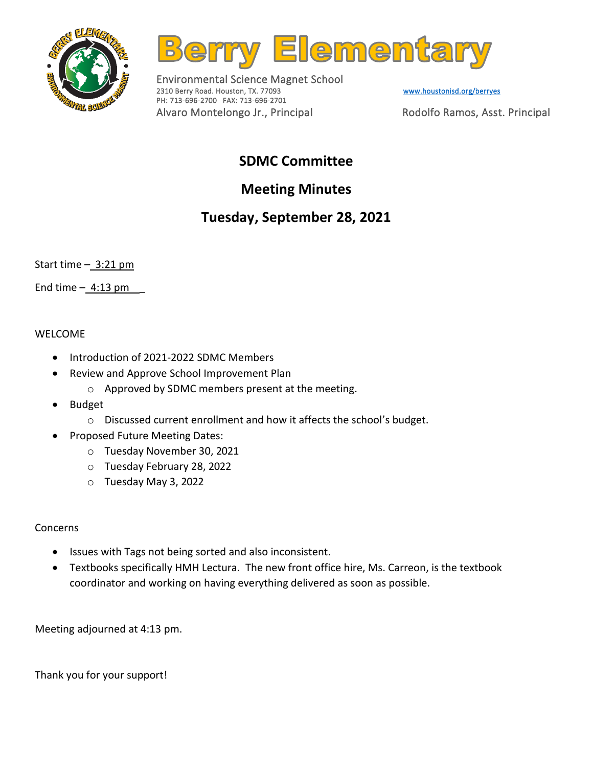# Berry Elementary

Environmental Science Magnet School
2310 Berry Road. Houston, TX. 77093
PH: 713-696-2700 FAX: 713-696-2701
www.houstonisd.org/berryes
Alvaro Montelongo Jr., Principal
Rodolfo Ramos, Asst. Principal

## SDMC Committee

## Meeting Minutes

## Tuesday, September 28, 2021

Start time – 3:21 pm

End time – 4:13 pm

WELCOME

- Introduction of 2021-2022 SDMC Members
- Review and Approve School Improvement Plan
  - Approved by SDMC members present at the meeting.
- Budget
  - Discussed current enrollment and how it affects the school's budget.
- Proposed Future Meeting Dates:
  - Tuesday November 30, 2021
  - Tuesday February 28, 2022
  - Tuesday May 3, 2022

Concerns

- Issues with Tags not being sorted and also inconsistent.
- Textbooks specifically HMH Lectura. The new front office hire, Ms. Carreon, is the textbook coordinator and working on having everything delivered as soon as possible.

Meeting adjourned at 4:13 pm.

Thank you for your support!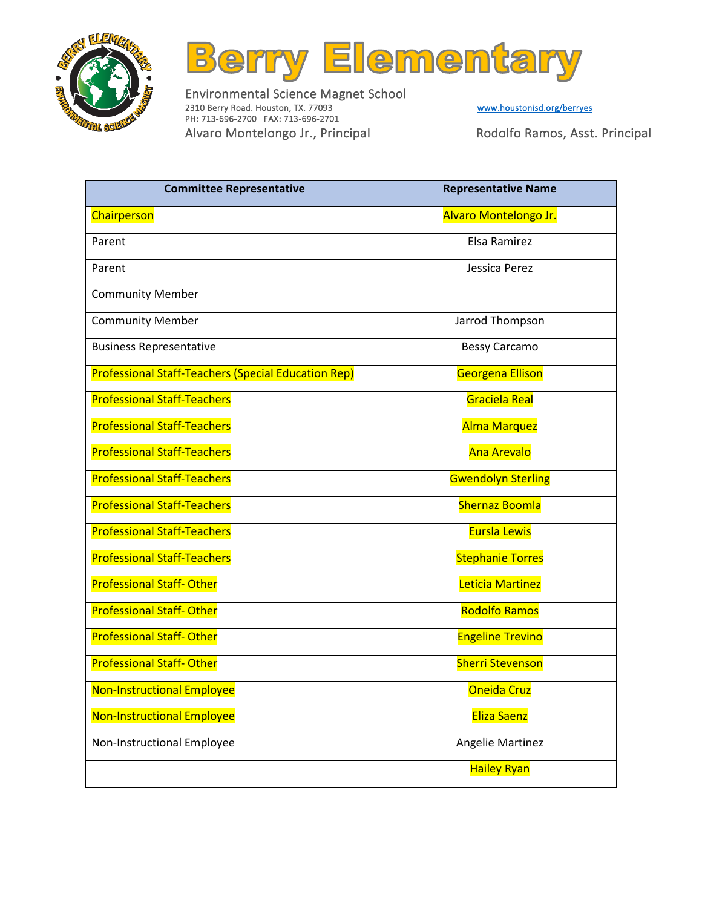# Berry Elementary

Environmental Science Magnet School
2310 Berry Road. Houston, TX. 77093
PH: 713-696-2700 FAX: 713-696-2701
www.houstonisd.org/berryes
Alvaro Montelongo Jr., Principal
Rodolfo Ramos, Asst. Principal

| Committee Representative | Representative Name |
|---|---|
| Chairperson | Alvaro Montelongo Jr. |
| Parent | Elsa Ramirez |
| Parent | Jessica Perez |
| Community Member | |
| Community Member | Jarrod Thompson |
| Business Representative | Bessy Carcamo |
| Professional Staff-Teachers (Special Education Rep) | Georgena Ellison |
| Professional Staff-Teachers | Graciela Real |
| Professional Staff-Teachers | Alma Marquez |
| Professional Staff-Teachers | Ana Arevalo |
| Professional Staff-Teachers | Gwendolyn Sterling |
| Professional Staff-Teachers | Shernaz Boomla |
| Professional Staff-Teachers | Eursla Lewis |
| Professional Staff-Teachers | Stephanie Torres |
| Professional Staff- Other | Leticia Martinez |
| Professional Staff- Other | Rodolfo Ramos |
| Professional Staff- Other | Engeline Trevino |
| Professional Staff- Other | Sherri Stevenson |
| Non-Instructional Employee | Oneida Cruz |
| Non-Instructional Employee | Eliza Saenz |
| Non-Instructional Employee | Angelie Martinez |
| | Hailey Ryan |